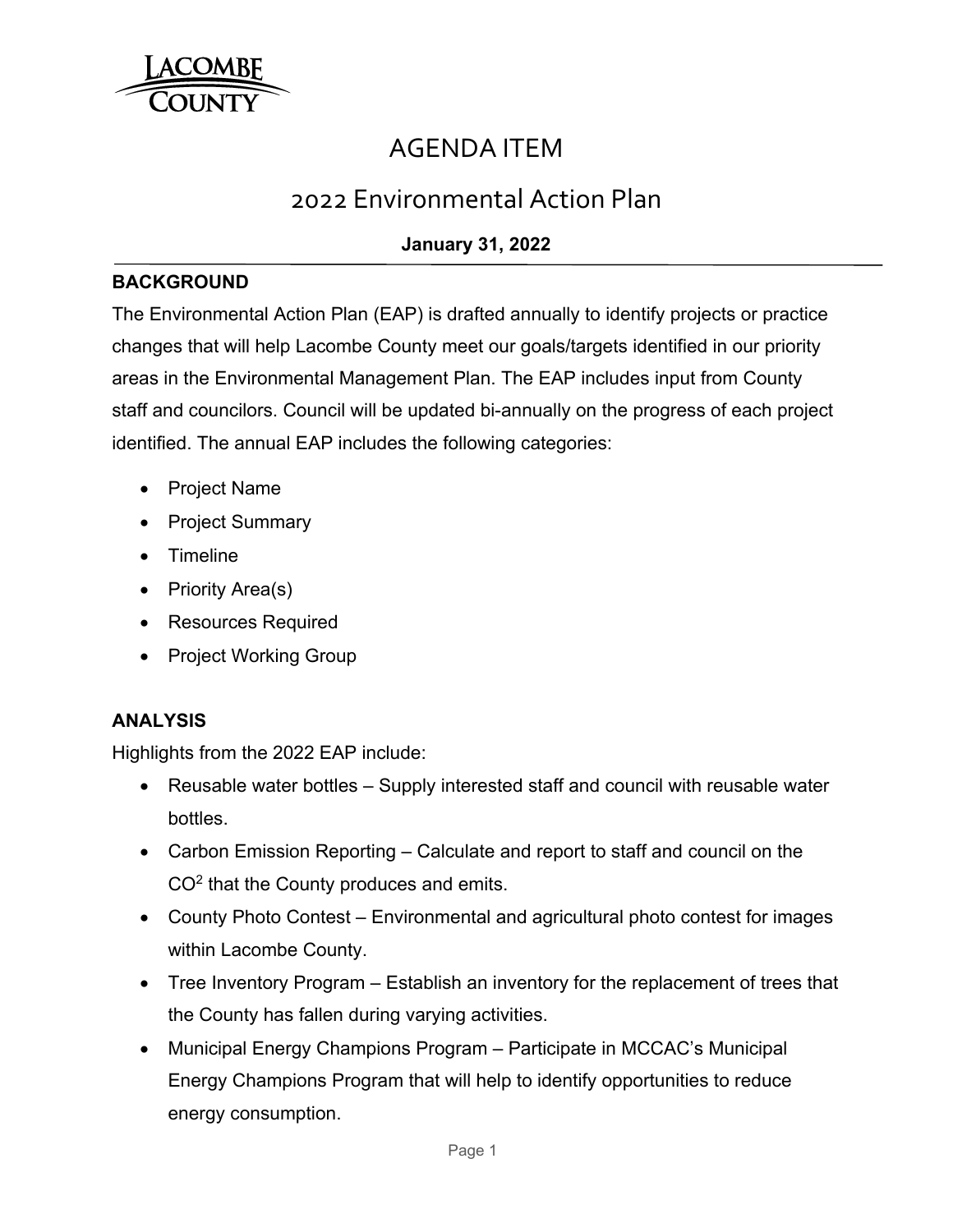LACOMBE COUNTY

# AGENDA ITEM

## 2022 Environmental Action Plan

**January 31, 2022**

### BACKGROUND

The Environmental Action Plan (EAP) is drafted annually to identify projects or practice changes that will help Lacombe County meet our goals/targets identified in our priority areas in the Environmental Management Plan. The EAP includes input from County staff and councilors. Council will be updated bi-annually on the progress of each project identified. The annual EAP includes the following categories:

- Project Name
- Project Summary
- Timeline
- Priority Area(s)
- Resources Required
- Project Working Group

### ANALYSIS

Highlights from the 2022 EAP include:

- Reusable water bottles – Supply interested staff and council with reusable water bottles.
- Carbon Emission Reporting – Calculate and report to staff and council on the $CO^2$ that the County produces and emits.
- County Photo Contest – Environmental and agricultural photo contest for images within Lacombe County.
- Tree Inventory Program – Establish an inventory for the replacement of trees that the County has fallen during varying activities.
- Municipal Energy Champions Program – Participate in MCCAC's Municipal Energy Champions Program that will help to identify opportunities to reduce energy consumption.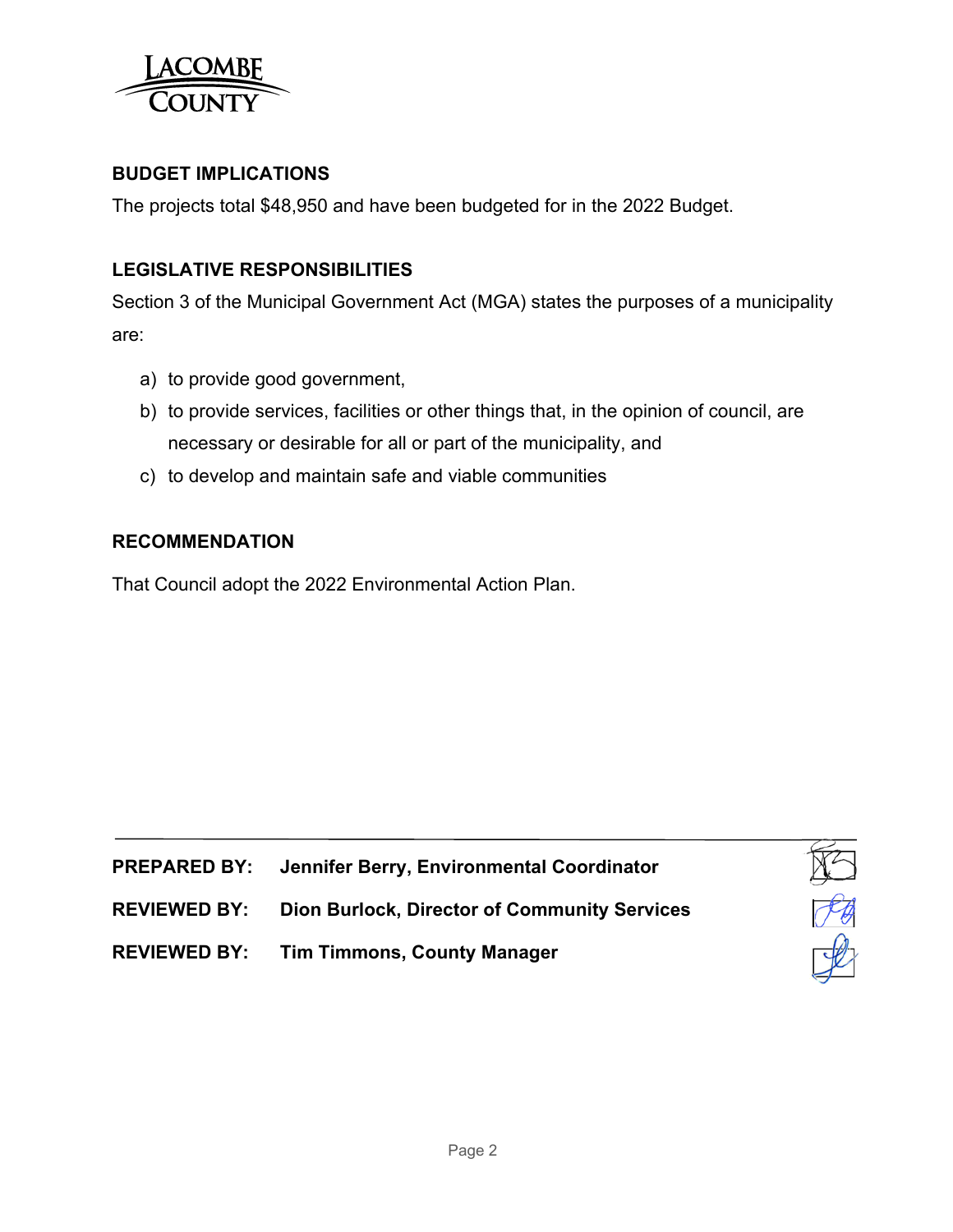**BUDGET IMPLICATIONS**

The projects total $48,950 and have been budgeted for in the 2022 Budget.

**LEGISLATIVE RESPONSIBILITIES**

Section 3 of the Municipal Government Act (MGA) states the purposes of a municipality are:

a) to provide good government,
b) to provide services, facilities or other things that, in the opinion of council, are necessary or desirable for all or part of the municipality, and
c) to develop and maintain safe and viable communities

**RECOMMENDATION**

That Council adopt the 2022 Environmental Action Plan.

---

**PREPARED BY:** **Jennifer Berry, Environmental Coordinator**

**REVIEWED BY:** **Dion Burlock, Director of Community Services**

**REVIEWED BY:** **Tim Timmons, County Manager**